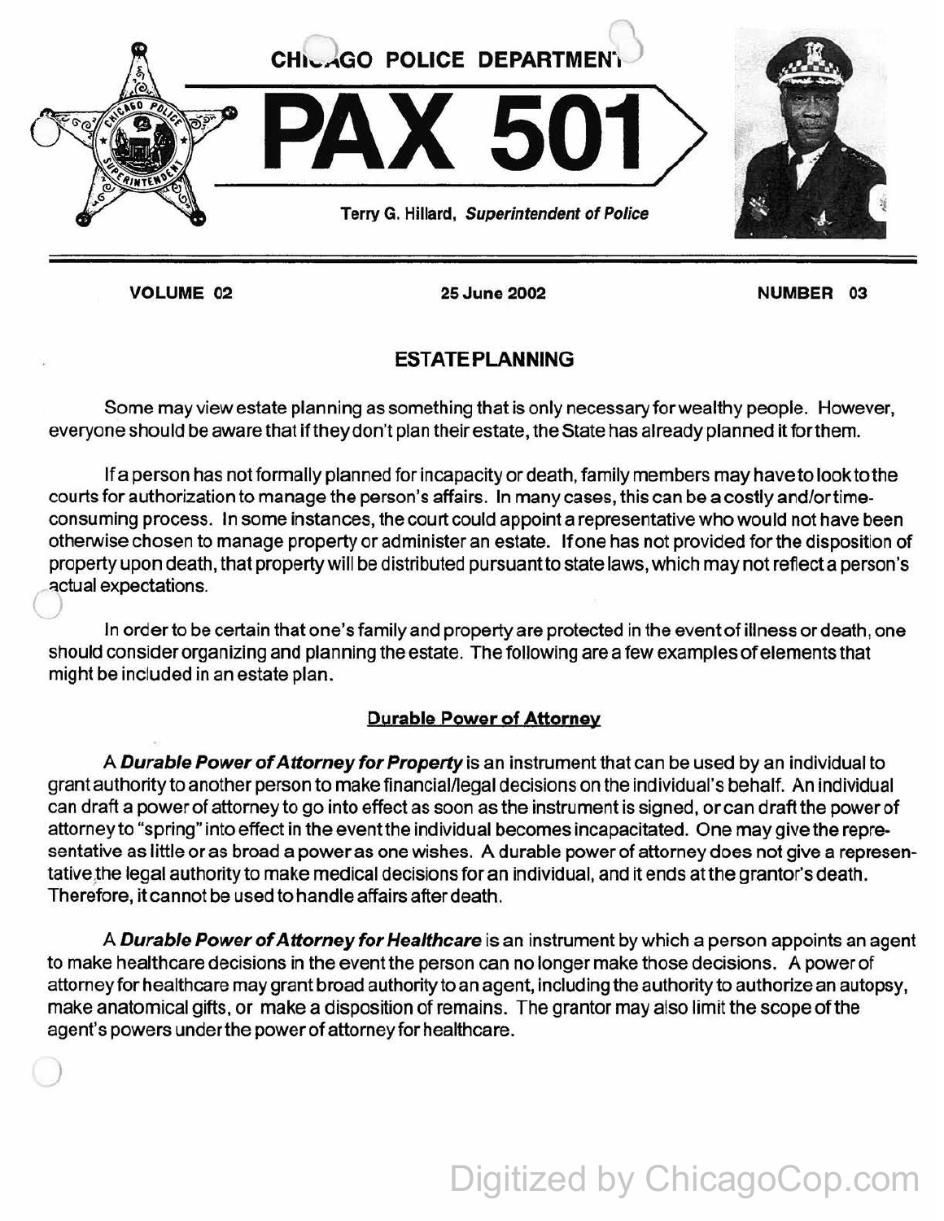CHICAGO POLICE DEPARTMENT

# PAX 501

Terry G. Hillard, *Superintendent of Police*

**VOLUME 02** **25 June 2002** **NUMBER 03**

## ESTATE PLANNING

Some may view estate planning as something that is only necessary for wealthy people. However, everyone should be aware that if they don't plan their estate, the State has already planned it for them.

If a person has not formally planned for incapacity or death, family members may have to look to the courts for authorization to manage the person's affairs. In many cases, this can be a costly and/or time-consuming process. In some instances, the court could appoint a representative who would not have been otherwise chosen to manage property or administer an estate. If one has not provided for the disposition of property upon death, that property will be distributed pursuant to state laws, which may not reflect a person's actual expectations.

In order to be certain that one's family and property are protected in the event of illness or death, one should consider organizing and planning the estate. The following are a few examples of elements that might be included in an estate plan.

### Durable Power of Attorney

A ***Durable Power of Attorney for Property*** is an instrument that can be used by an individual to grant authority to another person to make financial/legal decisions on the individual's behalf. An individual can draft a power of attorney to go into effect as soon as the instrument is signed, or can draft the power of attorney to "spring" into effect in the event the individual becomes incapacitated. One may give the representative as little or as broad a power as one wishes. A durable power of attorney does not give a representative the legal authority to make medical decisions for an individual, and it ends at the grantor's death. Therefore, it cannot be used to handle affairs after death.

A ***Durable Power of Attorney for Healthcare*** is an instrument by which a person appoints an agent to make healthcare decisions in the event the person can no longer make those decisions. A power of attorney for healthcare may grant broad authority to an agent, including the authority to authorize an autopsy, make anatomical gifts, or make a disposition of remains. The grantor may also limit the scope of the agent's powers under the power of attorney for healthcare.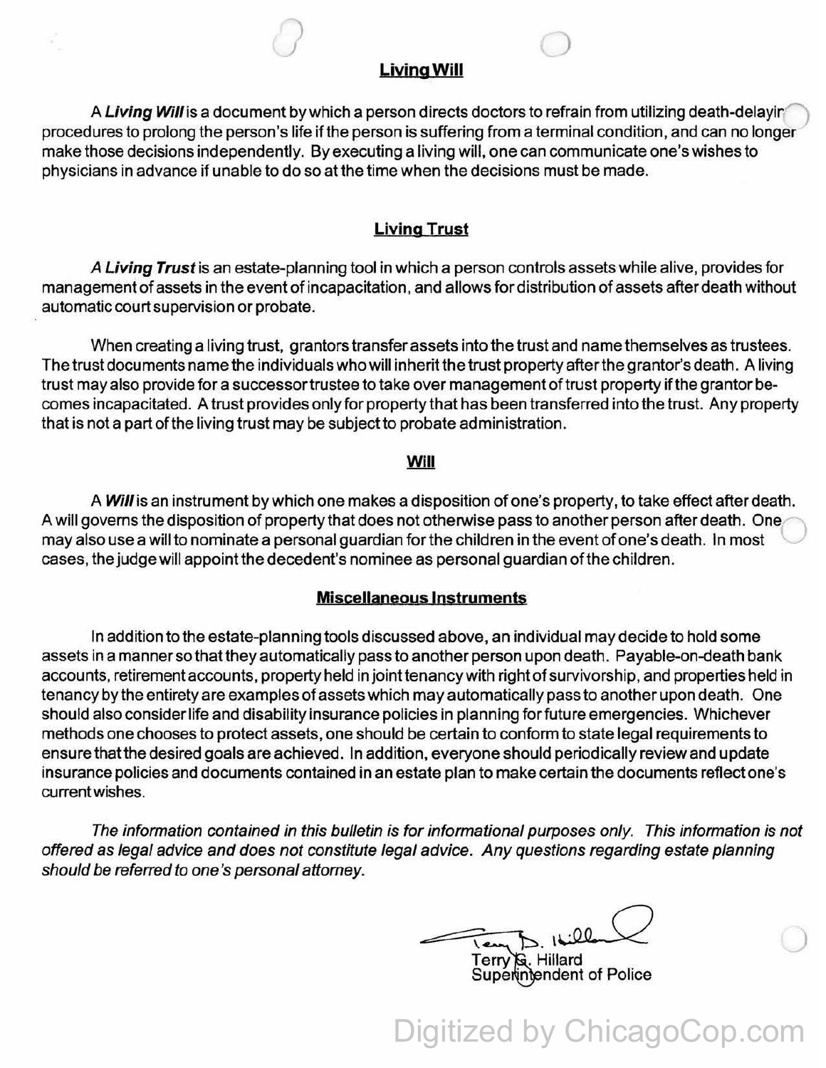## Living Will

A ***Living Will*** is a document by which a person directs doctors to refrain from utilizing death-delaying procedures to prolong the person's life if the person is suffering from a terminal condition, and can no longer make those decisions independently. By executing a living will, one can communicate one's wishes to physicians in advance if unable to do so at the time when the decisions must be made.

## Living Trust

*A **Living Trust*** is an estate-planning tool in which a person controls assets while alive, provides for management of assets in the event of incapacitation, and allows for distribution of assets after death without automatic court supervision or probate.

When creating a living trust, grantors transfer assets into the trust and name themselves as trustees. The trust documents name the individuals who will inherit the trust property after the grantor's death. A living trust may also provide for a successor trustee to take over management of trust property if the grantor becomes incapacitated. A trust provides only for property that has been transferred into the trust. Any property that is not a part of the living trust may be subject to probate administration.

## Will

A ***Will*** is an instrument by which one makes a disposition of one's property, to take effect after death. A will governs the disposition of property that does not otherwise pass to another person after death. One may also use a will to nominate a personal guardian for the children in the event of one's death. In most cases, the judge will appoint the decedent's nominee as personal guardian of the children.

## Miscellaneous Instruments

In addition to the estate-planning tools discussed above, an individual may decide to hold some assets in a manner so that they automatically pass to another person upon death. Payable-on-death bank accounts, retirement accounts, property held in joint tenancy with right of survivorship, and properties held in tenancy by the entirety are examples of assets which may automatically pass to another upon death. One should also consider life and disability insurance policies in planning for future emergencies. Whichever methods one chooses to protect assets, one should be certain to conform to state legal requirements to ensure that the desired goals are achieved. In addition, everyone should periodically review and update insurance policies and documents contained in an estate plan to make certain the documents reflect one's current wishes.

*The information contained in this bulletin is for informational purposes only. This information is not offered as legal advice and does not constitute legal advice. Any questions regarding estate planning should be referred to one's personal attorney.*

Terry G. Hillard
Superintendent of Police